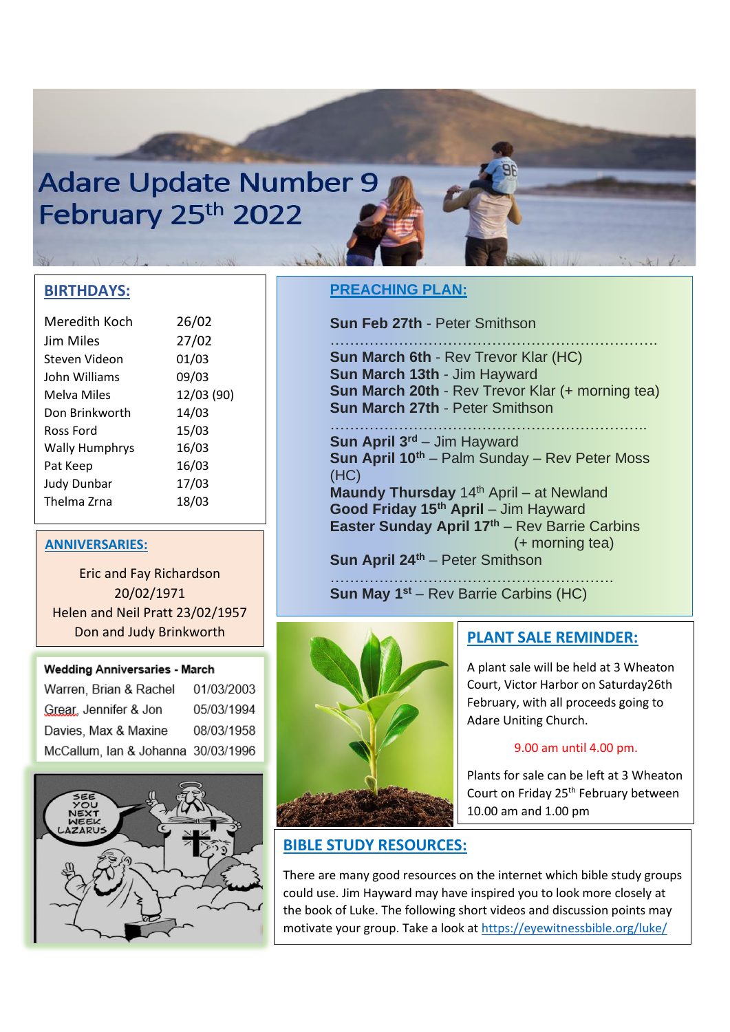# Adare Update Number 9
# February 25th 2022

## BIRTHDAYS:

| | |
|---|---|
| Meredith Koch | 26/02 |
| Jim Miles | 27/02 |
| Steven Videon | 01/03 |
| John Williams | 09/03 |
| Melva Miles | 12/03 (90) |
| Don Brinkworth | 14/03 |
| Ross Ford | 15/03 |
| Wally Humphrys | 16/03 |
| Pat Keep | 16/03 |
| Judy Dunbar | 17/03 |
| Thelma Zrna | 18/03 |

## ANNIVERSARIES:

Eric and Fay Richardson 20/02/1971

Helen and Neil Pratt 23/02/1957

Don and Judy Brinkworth

| Wedding Anniversaries - March | |
|---|---|
| Warren, Brian & Rachel | 01/03/2003 |
| Grear, Jennifer & Jon | 05/03/1994 |
| Davies, Max & Maxine | 08/03/1958 |
| McCallum, Ian & Johanna | 30/03/1996 |

## PREACHING PLAN:

**Sun Feb 27th** - Peter Smithson

.................................................................

**Sun March 6th** - Rev Trevor Klar (HC)
**Sun March 13th** - Jim Hayward
**Sun March 20th** - Rev Trevor Klar (+ morning tea)
**Sun March 27th** - Peter Smithson

.................................................................

**Sun April 3rd** – Jim Hayward
**Sun April 10th** – Palm Sunday – Rev Peter Moss (HC)
**Maundy Thursday** 14th April – at Newland
**Good Friday 15th April** – Jim Hayward
**Easter Sunday April 17th** – Rev Barrie Carbins (+ morning tea)
**Sun April 24th** – Peter Smithson

.......................................................

**Sun May 1st** – Rev Barrie Carbins (HC)

## PLANT SALE REMINDER:

A plant sale will be held at 3 Wheaton Court, Victor Harbor on Saturday26th February, with all proceeds going to Adare Uniting Church.

9.00 am until 4.00 pm.

Plants for sale can be left at 3 Wheaton Court on Friday 25th February between 10.00 am and 1.00 pm

## BIBLE STUDY RESOURCES:

There are many good resources on the internet which bible study groups could use. Jim Hayward may have inspired you to look more closely at the book of Luke. The following short videos and discussion points may motivate your group. Take a look at https://eyewitnessbible.org/luke/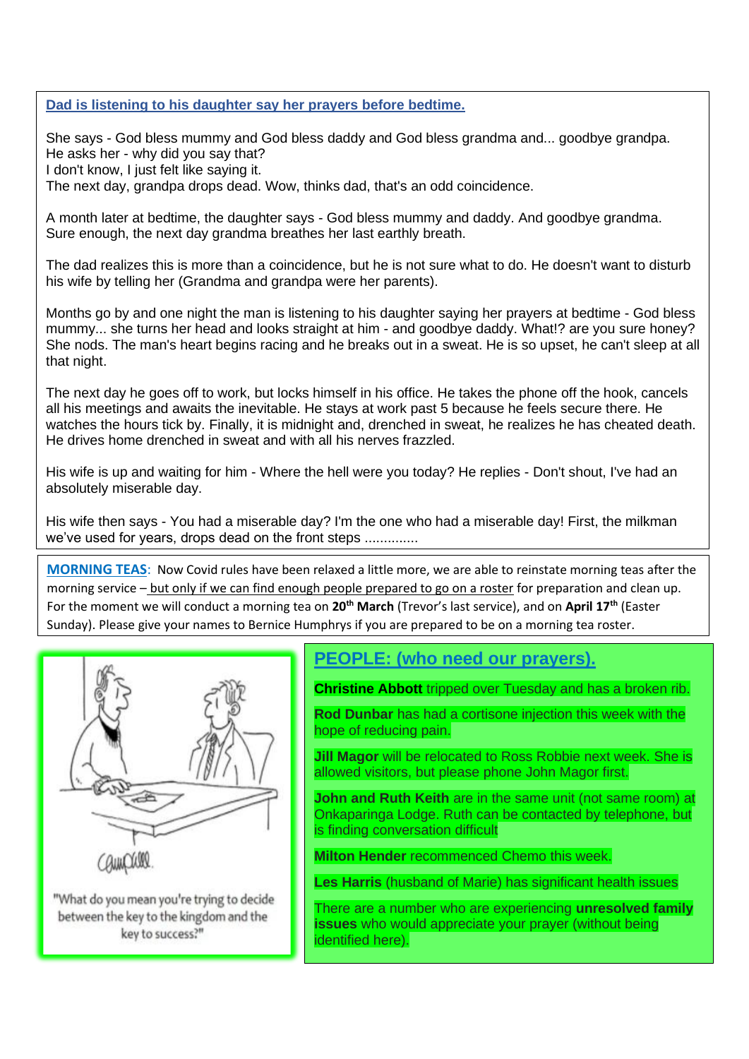## Dad is listening to his daughter say her prayers before bedtime.

She says - God bless mummy and God bless daddy and God bless grandma and... goodbye grandpa.
He asks her - why did you say that?
I don't know, I just felt like saying it.
The next day, grandpa drops dead. Wow, thinks dad, that's an odd coincidence.

A month later at bedtime, the daughter says - God bless mummy and daddy. And goodbye grandma. Sure enough, the next day grandma breathes her last earthly breath.

The dad realizes this is more than a coincidence, but he is not sure what to do. He doesn't want to disturb his wife by telling her (Grandma and grandpa were her parents).

Months go by and one night the man is listening to his daughter saying her prayers at bedtime - God bless mummy... she turns her head and looks straight at him - and goodbye daddy. What!? are you sure honey? She nods. The man's heart begins racing and he breaks out in a sweat. He is so upset, he can't sleep at all that night.

The next day he goes off to work, but locks himself in his office. He takes the phone off the hook, cancels all his meetings and awaits the inevitable. He stays at work past 5 because he feels secure there. He watches the hours tick by. Finally, it is midnight and, drenched in sweat, he realizes he has cheated death. He drives home drenched in sweat and with all his nerves frazzled.

His wife is up and waiting for him - Where the hell were you today? He replies - Don't shout, I've had an absolutely miserable day.

His wife then says - You had a miserable day? I'm the one who had a miserable day! First, the milkman we've used for years, drops dead on the front steps ..............

**MORNING TEAS**: Now Covid rules have been relaxed a little more, we are able to reinstate morning teas after the morning service – but only if we can find enough people prepared to go on a roster for preparation and clean up. For the moment we will conduct a morning tea on **20th March** (Trevor's last service), and on **April 17th** (Easter Sunday). Please give your names to Bernice Humphrys if you are prepared to be on a morning tea roster.

"What do you mean you're trying to decide between the key to the kingdom and the key to success?"

## PEOPLE: (who need our prayers).

**Christine Abbott** tripped over Tuesday and has a broken rib.

**Rod Dunbar** has had a cortisone injection this week with the hope of reducing pain.

**Jill Magor** will be relocated to Ross Robbie next week. She is allowed visitors, but please phone John Magor first.

**John and Ruth Keith** are in the same unit (not same room) at Onkaparinga Lodge. Ruth can be contacted by telephone, but is finding conversation difficult

**Milton Hender** recommenced Chemo this week.

**Les Harris** (husband of Marie) has significant health issues

There are a number who are experiencing **unresolved family issues** who would appreciate your prayer (without being identified here).